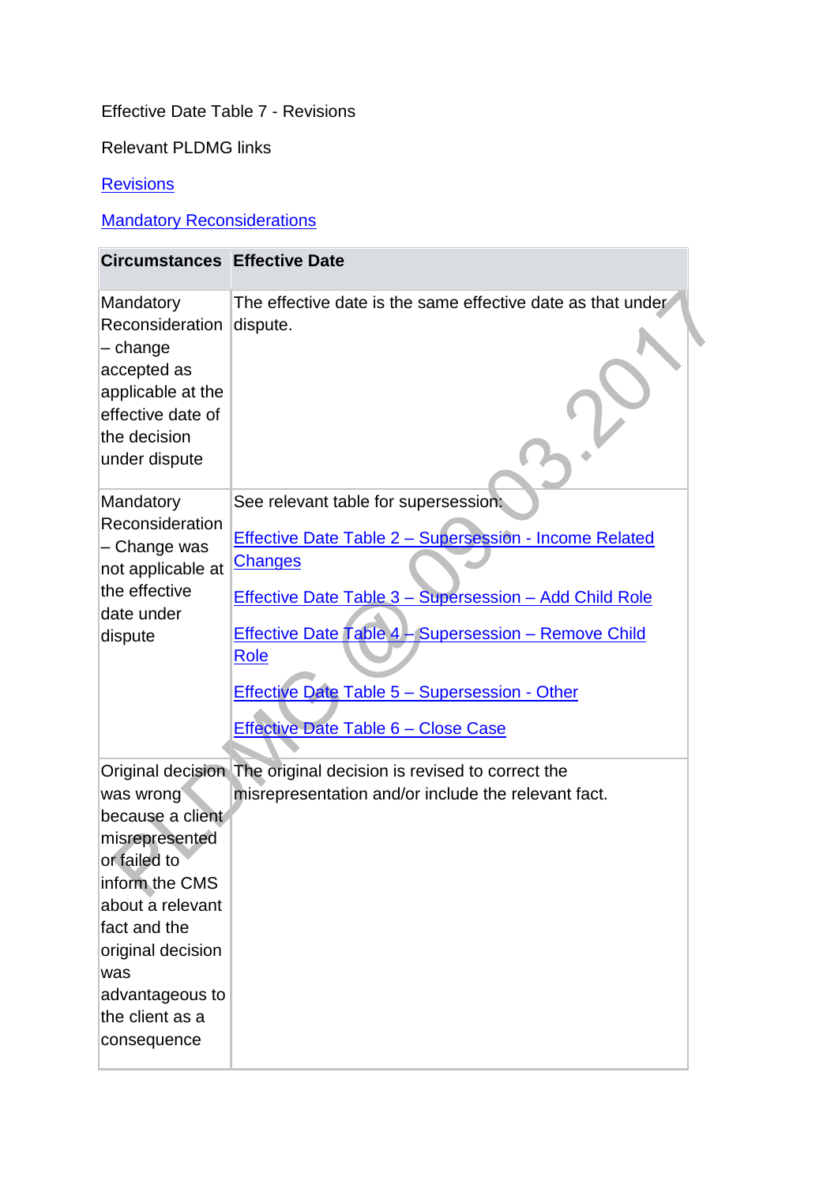Effective Date Table 7 - Revisions

Relevant PLDMG links

Revisions

Mandatory Reconsiderations

| Circumstances | Effective Date |
|---|---|
| Mandatory Reconsideration – change accepted as applicable at the effective date of the decision under dispute | The effective date is the same effective date as that under dispute. |
| Mandatory Reconsideration – Change was not applicable at the effective date under dispute | See relevant table for supersession:<br><br>Effective Date Table 2 – Supersession - Income Related Changes<br><br>Effective Date Table 3 – Supersession – Add Child Role<br><br>Effective Date Table 4 – Supersession – Remove Child Role<br><br>Effective Date Table 5 – Supersession - Other<br><br>Effective Date Table 6 – Close Case |
| Original decision was wrong because a client misrepresented or failed to inform the CMS about a relevant fact and the original decision was advantageous to the client as a consequence | The original decision is revised to correct the misrepresentation and/or include the relevant fact. |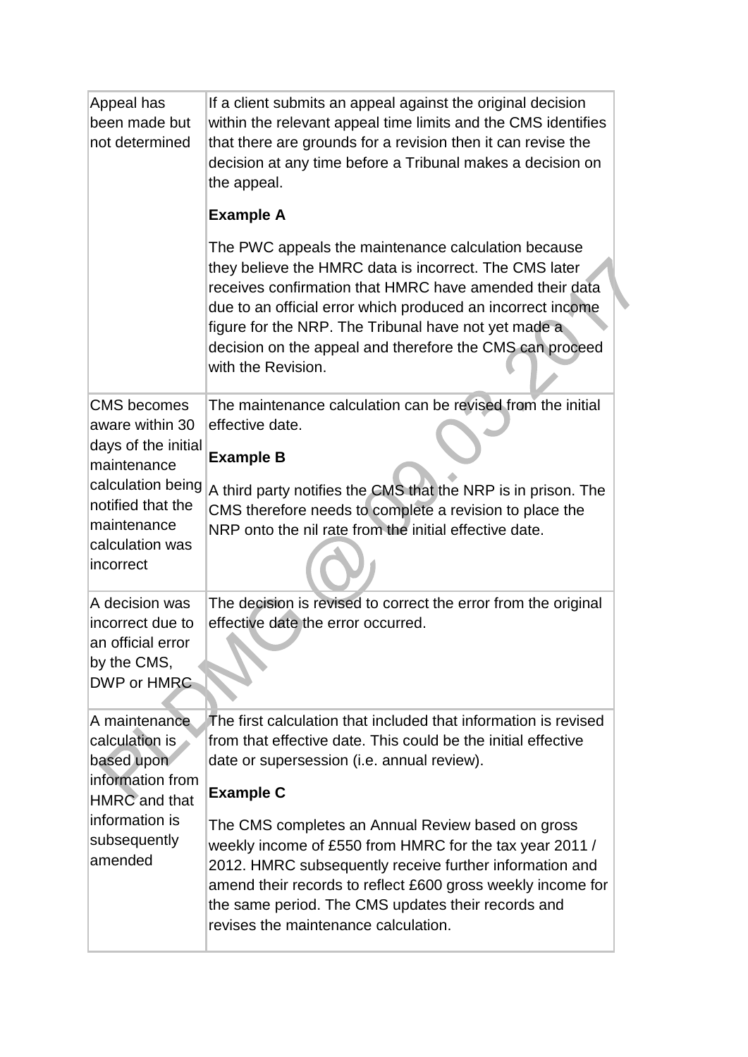| | |
|---|---|
| Appeal has been made but not determined | If a client submits an appeal against the original decision within the relevant appeal time limits and the CMS identifies that there are grounds for a revision then it can revise the decision at any time before a Tribunal makes a decision on the appeal.<br><br>**Example A**<br><br>The PWC appeals the maintenance calculation because they believe the HMRC data is incorrect. The CMS later receives confirmation that HMRC have amended their data due to an official error which produced an incorrect income figure for the NRP. The Tribunal have not yet made a decision on the appeal and therefore the CMS can proceed with the Revision. |
| CMS becomes aware within 30 days of the initial maintenance calculation being notified that the maintenance calculation was incorrect | The maintenance calculation can be revised from the initial effective date.<br><br>**Example B**<br><br>A third party notifies the CMS that the NRP is in prison. The CMS therefore needs to complete a revision to place the NRP onto the nil rate from the initial effective date. |
| A decision was incorrect due to an official error by the CMS, DWP or HMRC | The decision is revised to correct the error from the original effective date the error occurred. |
| A maintenance calculation is based upon information from HMRC and that information is subsequently amended | The first calculation that included that information is revised from that effective date. This could be the initial effective date or supersession (i.e. annual review).<br><br>**Example C**<br><br>The CMS completes an Annual Review based on gross weekly income of £550 from HMRC for the tax year 2011 / 2012. HMRC subsequently receive further information and amend their records to reflect £600 gross weekly income for the same period. The CMS updates their records and revises the maintenance calculation. |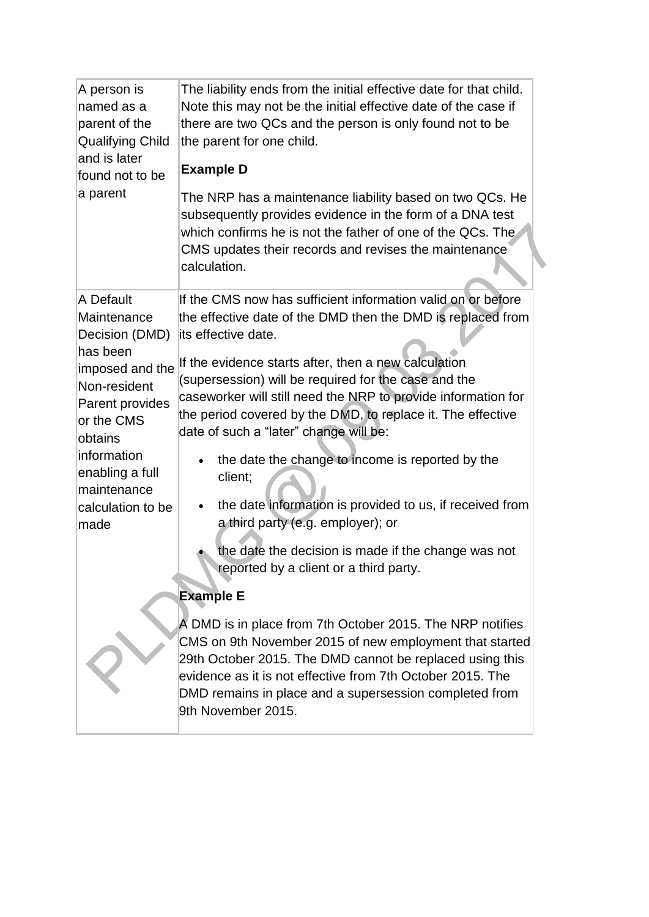| | |
|---|---|
| A person is named as a parent of the Qualifying Child and is later found not to be a parent | The liability ends from the initial effective date for that child. Note this may not be the initial effective date of the case if there are two QCs and the person is only found not to be the parent for one child.<br><br>**Example D**<br><br>The NRP has a maintenance liability based on two QCs. He subsequently provides evidence in the form of a DNA test which confirms he is not the father of one of the QCs. The CMS updates their records and revises the maintenance calculation. |
| A Default Maintenance Decision (DMD) has been imposed and the Non-resident Parent provides or the CMS obtains information enabling a full maintenance calculation to be made | If the CMS now has sufficient information valid on or before the effective date of the DMD then the DMD is replaced from its effective date.<br><br>If the evidence starts after, then a new calculation (supersession) will be required for the case and the caseworker will still need the NRP to provide information for the period covered by the DMD, to replace it. The effective date of such a “later” change will be:<br><br>• the date the change to income is reported by the client;<br>• the date information is provided to us, if received from a third party (e.g. employer); or<br>• the date the decision is made if the change was not reported by a client or a third party.<br><br>**Example E**<br><br>A DMD is in place from 7th October 2015. The NRP notifies CMS on 9th November 2015 of new employment that started 29th October 2015. The DMD cannot be replaced using this evidence as it is not effective from 7th October 2015. The DMD remains in place and a supersession completed from 9th November 2015. |